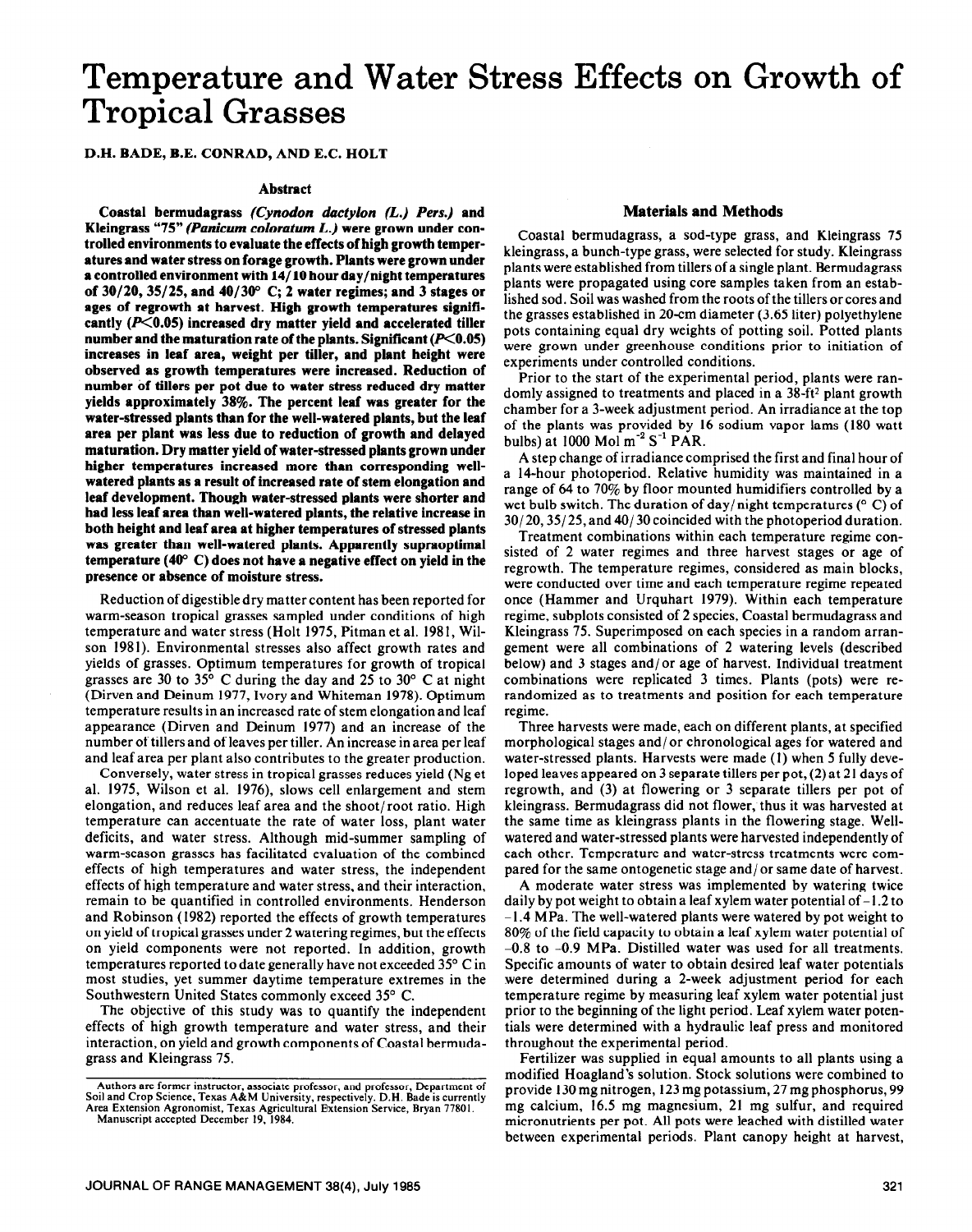# Temperature and Water Stress Effects on Growth of Tropical Grasses

D.H. BADE, B.E. CONRAD, AND E.C. HOLT

## Abstract

**Coastal bermudagrass *(Cynodon dactylon (L.) Pers.)* and Kleingrass "75" *(Panicum coloratum L.)* were grown under controlled environments to evaluate the effects of high growth temperatures and water stress on forage growth. Plants were grown under a controlled environment with 14/10 hour day/night temperatures of 30/20, 35/25, and 40/30° C; 2 water regimes; and 3 stages or ages of regrowth at harvest. High growth temperatures significantly ($P<0.05$) increased dry matter yield and accelerated tiller number and the maturation rate of the plants. Significant ($P<0.05$) increases in leaf area, weight per tiller, and plant height were observed as growth temperatures were increased. Reduction of number of tillers per pot due to water stress reduced dry matter yields approximately 38%. The percent leaf was greater for the water-stressed plants than for the well-watered plants, but the leaf area per plant was less due to reduction of growth and delayed maturation. Dry matter yield of water-stressed plants grown under higher temperatures increased more than corresponding well-watered plants as a result of increased rate of stem elongation and leaf development. Though water-stressed plants were shorter and had less leaf area than well-watered plants, the relative increase in both height and leaf area at higher temperatures of stressed plants was greater than well-watered plants. Apparently supraoptimal temperature (40° C) does not have a negative effect on yield in the presence or absence of moisture stress.**

Reduction of digestible dry matter content has been reported for warm-season tropical grasses sampled under conditions of high temperature and water stress (Holt 1975, Pitman et al. 1981, Wilson 1981). Environmental stresses also affect growth rates and yields of grasses. Optimum temperatures for growth of tropical grasses are 30 to 35° C during the day and 25 to 30° C at night (Dirven and Deinum 1977, Ivory and Whiteman 1978). Optimum temperature results in an increased rate of stem elongation and leaf appearance (Dirven and Deinum 1977) and an increase of the number of tillers and of leaves per tiller. An increase in area per leaf and leaf area per plant also contributes to the greater production.

Conversely, water stress in tropical grasses reduces yield (Ng et al. 1975, Wilson et al. 1976), slows cell enlargement and stem elongation, and reduces leaf area and the shoot/root ratio. High temperature can accentuate the rate of water loss, plant water deficits, and water stress. Although mid-summer sampling of warm-season grasses has facilitated evaluation of the combined effects of high temperatures and water stress, the independent effects of high temperature and water stress, and their interaction, remain to be quantified in controlled environments. Henderson and Robinson (1982) reported the effects of growth temperatures on yield of tropical grasses under 2 watering regimes, but the effects on yield components were not reported. In addition, growth temperatures reported to date generally have not exceeded 35° C in most studies, yet summer daytime temperature extremes in the Southwestern United States commonly exceed 35° C.

The objective of this study was to quantify the independent effects of high growth temperature and water stress, and their interaction, on yield and growth components of Coastal bermudagrass and Kleingrass 75.

Authors are former instructor, associate professor, and professor, Department of Soil and Crop Science, Texas A&M University, respectively. D.H. Bade is currently Area Extension Agronomist, Texas Agricultural Extension Service, Bryan 77801.
Manuscript accepted December 19, 1984.

## Materials and Methods

Coastal bermudagrass, a sod-type grass, and Kleingrass 75 kleingrass, a bunch-type grass, were selected for study. Kleingrass plants were established from tillers of a single plant. Bermudagrass plants were propagated using core samples taken from an established sod. Soil was washed from the roots of the tillers or cores and the grasses established in 20-cm diameter (3.65 liter) polyethylene pots containing equal dry weights of potting soil. Potted plants were grown under greenhouse conditions prior to initiation of experiments under controlled conditions.

Prior to the start of the experimental period, plants were randomly assigned to treatments and placed in a 38-ft$^2$ plant growth chamber for a 3-week adjustment period. An irradiance at the top of the plants was provided by 16 sodium vapor lams (180 watt bulbs) at 1000 Mol m$^{-2}$ S$^{-1}$ PAR.

A step change of irradiance comprised the first and final hour of a 14-hour photoperiod. Relative humidity was maintained in a range of 64 to 70% by floor mounted humidifiers controlled by a wet bulb switch. The duration of day/night temperatures (° C) of 30/20, 35/25, and 40/30 coincided with the photoperiod duration.

Treatment combinations within each temperature regime consisted of 2 water regimes and three harvest stages or age of regrowth. The temperature regimes, considered as main blocks, were conducted over time and each temperature regime repeated once (Hammer and Urquhart 1979). Within each temperature regime, subplots consisted of 2 species, Coastal bermudagrass and Kleingrass 75. Superimposed on each species in a random arrangement were all combinations of 2 watering levels (described below) and 3 stages and/or age of harvest. Individual treatment combinations were replicated 3 times. Plants (pots) were re-randomized as to treatments and position for each temperature regime.

Three harvests were made, each on different plants, at specified morphological stages and/or chronological ages for watered and water-stressed plants. Harvests were made (1) when 5 fully developed leaves appeared on 3 separate tillers per pot, (2) at 21 days of regrowth, and (3) at flowering or 3 separate tillers per pot of kleingrass. Bermudagrass did not flower, thus it was harvested at the same time as kleingrass plants in the flowering stage. Well-watered and water-stressed plants were harvested independently of each other. Temperature and water-stress treatments were compared for the same ontogenetic stage and/or same date of harvest.

A moderate water stress was implemented by watering twice daily by pot weight to obtain a leaf xylem water potential of $-1.2$ to $-1.4$ MPa. The well-watered plants were watered by pot weight to 80% of the field capacity to obtain a leaf xylem water potential of $-0.8$ to $-0.9$ MPa. Distilled water was used for all treatments. Specific amounts of water to obtain desired leaf water potentials were determined during a 2-week adjustment period for each temperature regime by measuring leaf xylem water potential just prior to the beginning of the light period. Leaf xylem water potentials were determined with a hydraulic leaf press and monitored throughout the experimental period.

Fertilizer was supplied in equal amounts to all plants using a modified Hoagland's solution. Stock solutions were combined to provide 130 mg nitrogen, 123 mg potassium, 27 mg phosphorus, 99 mg calcium, 16.5 mg magnesium, 21 mg sulfur, and required micronutrients per pot. All pots were leached with distilled water between experimental periods. Plant canopy height at harvest,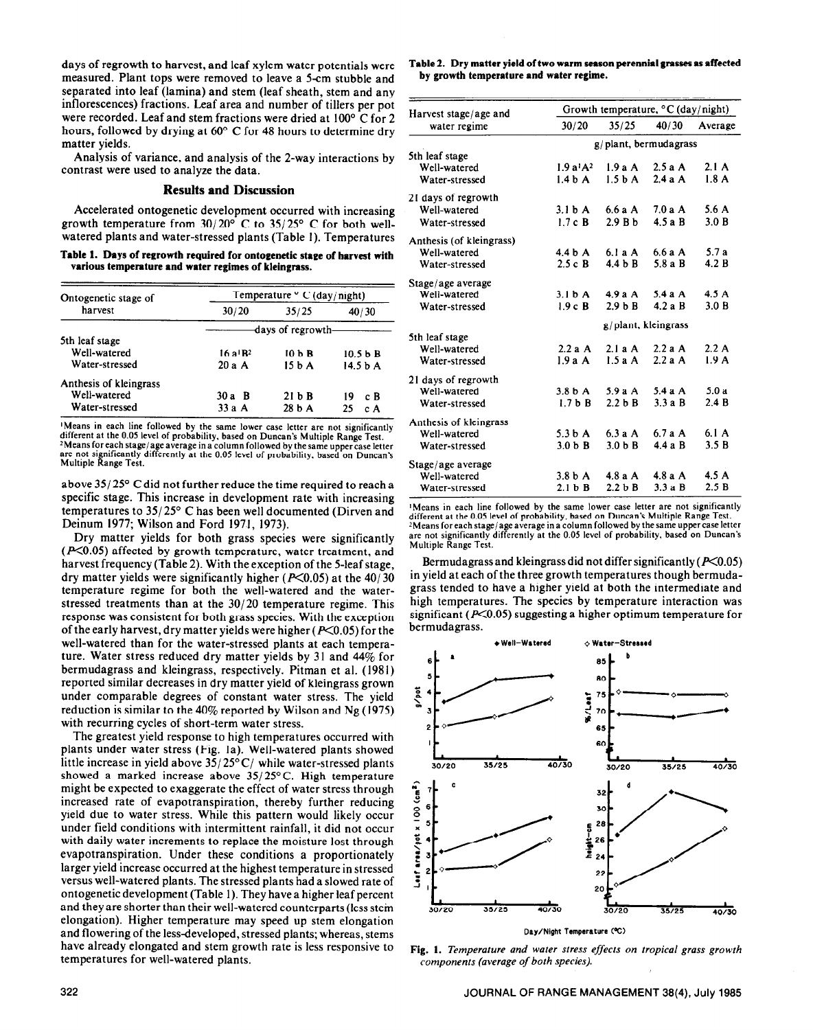days of regrowth to harvest, and leaf xylem water potentials were measured. Plant tops were removed to leave a 5-cm stubble and separated into leaf (lamina) and stem (leaf sheath, stem and any inflorescences) fractions. Leaf area and number of tillers per pot were recorded. Leaf and stem fractions were dried at 100° C for 2 hours, followed by drying at 60° C for 48 hours to determine dry matter yields.

Analysis of variance, and analysis of the 2-way interactions by contrast were used to analyze the data.

## Results and Discussion

Accelerated ontogenetic development occurred with increasing growth temperature from 30/20° C to 35/25° C for both well-watered plants and water-stressed plants (Table 1). Temperatures above 35/25° C did not further reduce the time required to reach a specific stage. This increase in development rate with increasing temperatures to 35/25° C has been well documented (Dirven and Deinum 1977; Wilson and Ford 1971, 1973).

**Table 1. Days of regrowth required for ontogenetic stage of harvest with various temperature and water regimes of kleingrass.**

| Ontogenetic stage of harvest | Temperature ° C (day/night) | | |
|---|---|---|---|
| | 30/20 | 35/25 | 40/30 |
| | days of regrowth | | |
| 5th leaf stage | | | |
| Well-watered | 16 a[1]B[2] | 10 b B | 10.5 b B |
| Water-stressed | 20 a A | 15 b A | 14.5 b A |
| Anthesis of kleingrass | | | |
| Well-watered | 30 a B | 21 b B | 19 c B |
| Water-stressed | 33 a A | 28 b A | 25 c A |

[1]Means in each line followed by the same lower case letter are not significantly different at the 0.05 level of probability, based on Duncan's Multiple Range Test.
[2]Means for each stage/age average in a column followed by the same upper case letter are not significantly differently at the 0.05 level of probability, based on Duncan's Multiple Range Test.

Dry matter yields for both grass species were significantly ($P<0.05$) affected by growth temperature, water treatment, and harvest frequency (Table 2). With the exception of the 5-leaf stage, dry matter yields were significantly higher ($P<0.05$) at the 40/30 temperature regime for both the well-watered and the water-stressed treatments than at the 30/20 temperature regime. This response was consistent for both grass species. With the exception of the early harvest, dry matter yields were higher ($P<0.05$) for the well-watered than for the water-stressed plants at each temperature. Water stress reduced dry matter yields by 31 and 44% for bermudagrass and kleingrass, respectively. Pitman et al. (1981) reported similar decreases in dry matter yield of kleingrass grown under comparable degrees of constant water stress. The yield reduction is similar to the 40% reported by Wilson and Ng (1975) with recurring cycles of short-term water stress.

The greatest yield response to high temperatures occurred with plants under water stress (Fig. 1a). Well-watered plants showed little increase in yield above 35/25°C/ while water-stressed plants showed a marked increase above 35/25°C. High temperature might be expected to exaggerate the effect of water stress through increased rate of evapotranspiration, thereby further reducing yield due to water stress. While this pattern would likely occur under field conditions with intermittent rainfall, it did not occur with daily water increments to replace the moisture lost through evapotranspiration. Under these conditions a proportionately larger yield increase occurred at the highest temperature in stressed versus well-watered plants. The stressed plants had a slowed rate of ontogenetic development (Table 1). They have a higher leaf percent and they are shorter than their well-watered counterparts (less stem elongation). Higher temperature may speed up stem elongation and flowering of the less-developed, stressed plants; whereas, stems have already elongated and stem growth rate is less responsive to temperatures for well-watered plants.

**Table 2. Dry matter yield of two warm season perennial grasses as affected by growth temperature and water regime.**

| Harvest stage/age and water regime | Growth temperature, °C (day/night) | | | |
|---|---|---|---|---|
| | 30/20 | 35/25 | 40/30 | Average |
| | g/plant, bermudagrass | | | |
| 5th leaf stage | | | | |
| Well-watered | 1.9 a[1]A[2] | 1.9 a A | 2.5 a A | 2.1 A |
| Water-stressed | 1.4 b A | 1.5 b A | 2.4 a A | 1.8 A |
| 21 days of regrowth | | | | |
| Well-watered | 3.1 b A | 6.6 a A | 7.0 a A | 5.6 A |
| Water-stressed | 1.7 c B | 2.9 B b | 4.5 a B | 3.0 B |
| Anthesis (of kleingrass) | | | | |
| Well-watered | 4.4 b A | 6.1 a A | 6.6 a A | 5.7 a |
| Water-stressed | 2.5 c B | 4.4 b B | 5.8 a B | 4.2 B |
| Stage/age average | | | | |
| Well-watered | 3.1 b A | 4.9 a A | 5.4 a A | 4.5 A |
| Water-stressed | 1.9 c B | 2.9 b B | 4.2 a B | 3.0 B |
| | g/plant, kleingrass | | | |
| 5th leaf stage | | | | |
| Well-watered | 2.2 a A | 2.1 a A | 2.2 a A | 2.2 A |
| Water-stressed | 1.9 a A | 1.5 a A | 2.2 a A | 1.9 A |
| 21 days of regrowth | | | | |
| Well-watered | 3.8 b A | 5.9 a A | 5.4 a A | 5.0 a |
| Water-stressed | 1.7 b B | 2.2 b B | 3.3 a B | 2.4 B |
| Anthesis of kleingrass | | | | |
| Well-watered | 5.3 b A | 6.3 a A | 6.7 a A | 6.1 A |
| Water-stressed | 3.0 b B | 3.0 b B | 4.4 a B | 3.5 B |
| Stage/age average | | | | |
| Well-watered | 3.8 b A | 4.8 a A | 4.8 a A | 4.5 A |
| Water-stressed | 2.1 b B | 2.2 b B | 3.3 a B | 2.5 B |

[1]Means in each line followed by the same lower case letter are not significantly different at the 0.05 level of probability, based on Duncan's Multiple Range Test.
[2]Means for each stage/age average in a column followed by the same upper case letter are not significantly differently at the 0.05 level of probability, based on Duncan's Multiple Range Test.

Bermudagrass and kleingrass did not differ significantly ($P<0.05$) in yield at each of the three growth temperatures though bermudagrass tended to have a higher yield at both the intermediate and high temperatures. The species by temperature interaction was significant ($P<0.05$) suggesting a higher optimum temperature for bermudagrass.

**Fig. 1.** *Temperature and water stress effects on tropical grass growth components (average of both species).*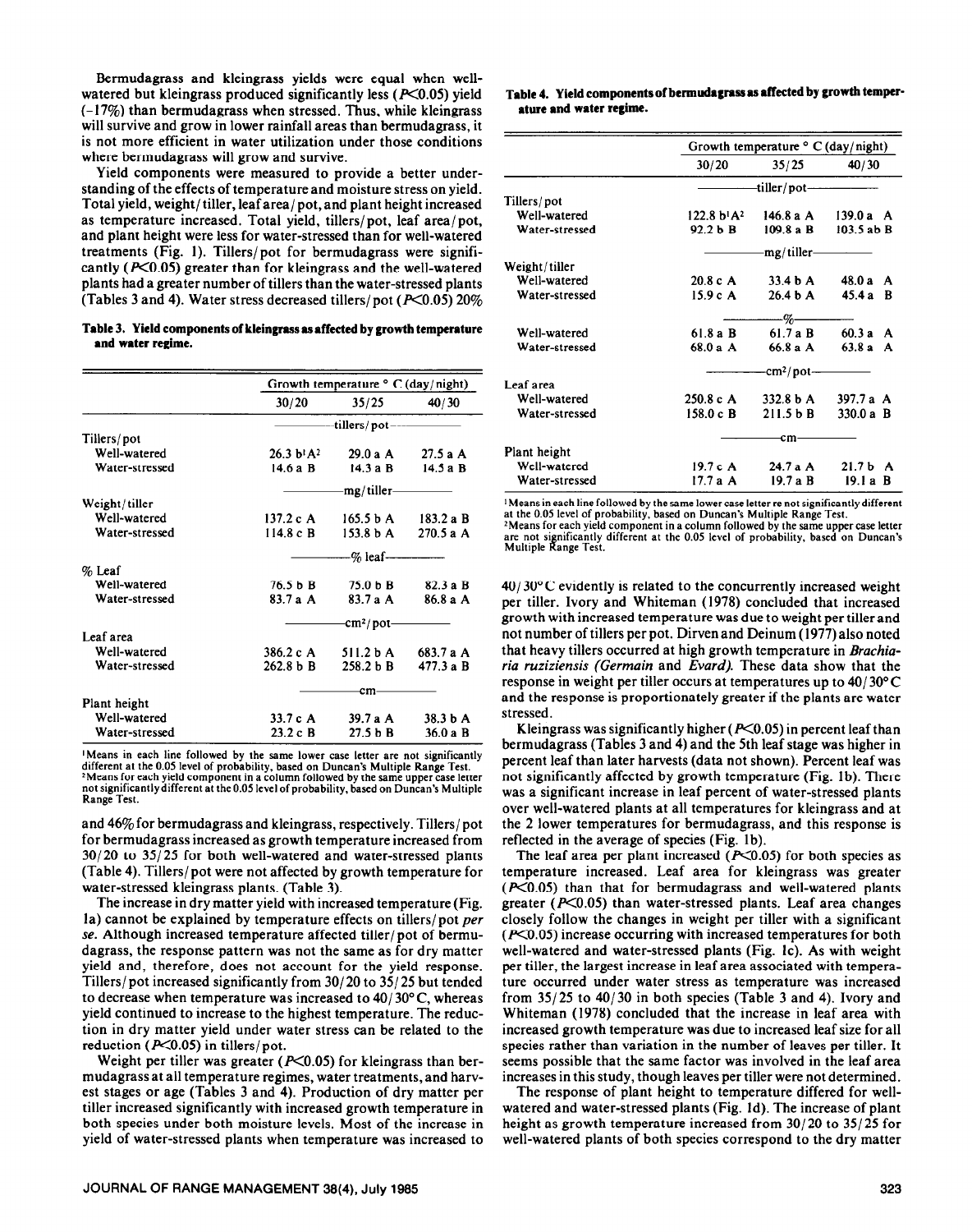Bermudagrass and kleingrass yields were equal when well-watered but kleingrass produced significantly less ($P<0.05$) yield (-17%) than bermudagrass when stressed. Thus, while kleingrass will survive and grow in lower rainfall areas than bermudagrass, it is not more efficient in water utilization under those conditions where bermudagrass will grow and survive.

Yield components were measured to provide a better understanding of the effects of temperature and moisture stress on yield. Total yield, weight/tiller, leaf area/pot, and plant height increased as temperature increased. Total yield, tillers/pot, leaf area/pot, and plant height were less for water-stressed than for well-watered treatments (Fig. 1). Tillers/pot for bermudagrass were significantly ($P<0.05$) greater than for kleingrass and the well-watered plants had a greater number of tillers than the water-stressed plants (Tables 3 and 4). Water stress decreased tillers/pot ($P<0.05$) 20% and 46% for bermudagrass and kleingrass, respectively. Tillers/pot for bermudagrass increased as growth temperature increased from 30/20 to 35/25 for both well-watered and water-stressed plants (Table 4). Tillers/pot were not affected by growth temperature for water-stressed kleingrass plants. (Table 3).

**Table 3. Yield components of kleingrass as affected by growth temperature and water regime.**

| | Growth temperature ° C (day/night) | | |
|---|---|---|---|
| | 30/20 | 35/25 | 40/30 |
| | tillers/pot | | |
| Tillers/pot | | | |
| Well-watered | 26.3 b[1]A[2] | 29.0 a A | 27.5 a A |
| Water-stressed | 14.6 a B | 14.3 a B | 14.5 a B |
| | mg/tiller | | |
| Weight/tiller | | | |
| Well-watered | 137.2 c A | 165.5 b A | 183.2 a B |
| Water-stressed | 114.8 c B | 153.8 b A | 270.5 a A |
| | % leaf | | |
| % Leaf | | | |
| Well-watered | 76.5 b B | 75.0 b B | 82.3 a B |
| Water-stressed | 83.7 a A | 83.7 a A | 86.8 a A |
| | cm²/pot | | |
| Leaf area | | | |
| Well-watered | 386.2 c A | 511.2 b A | 683.7 a A |
| Water-stressed | 262.8 b B | 258.2 b B | 477.3 a B |
| | cm | | |
| Plant height | | | |
| Well-watered | 33.7 c A | 39.7 a A | 38.3 b A |
| Water-stressed | 23.2 c B | 27.5 b B | 36.0 a B |

[1]Means in each line followed by the same lower case letter are not significantly different at the 0.05 level of probability, based on Duncan's Multiple Range Test.
[2]Means for each yield component in a column followed by the same upper case letter not significantly different at the 0.05 level of probability, based on Duncan's Multiple Range Test.

The increase in dry matter yield with increased temperature (Fig. 1a) cannot be explained by temperature effects on tillers/pot *per se*. Although increased temperature affected tiller/pot of bermudagrass, the response pattern was not the same as for dry matter yield and, therefore, does not account for the yield response. Tillers/pot increased significantly from 30/20 to 35/25 but tended to decrease when temperature was increased to 40/30° C, whereas yield continued to increase to the highest temperature. The reduction in dry matter yield under water stress can be related to the reduction ($P<0.05$) in tillers/pot.

Weight per tiller was greater ($P<0.05$) for kleingrass than bermudagrass at all temperature regimes, water treatments, and harvest stages or age (Tables 3 and 4). Production of dry matter per tiller increased significantly with increased growth temperature in both species under both moisture levels. Most of the increase in yield of water-stressed plants when temperature was increased to 40/30° C evidently is related to the concurrently increased weight per tiller. Ivory and Whiteman (1978) concluded that increased growth with increased temperature was due to weight per tiller and not number of tillers per pot. Dirven and Deinum (1977) also noted that heavy tillers occurred at high growth temperature in *Brachiaria ruziziensis (Germain* and *Evard)*. These data show that the response in weight per tiller occurs at temperatures up to 40/30° C and the response is proportionately greater if the plants are water stressed.

**Table 4. Yield components of bermudagrass as affected by growth temperature and water regime.**

| | Growth temperature ° C (day/night) | | |
|---|---|---|---|
| | 30/20 | 35/25 | 40/30 |
| | tiller/pot | | |
| Tillers/pot | | | |
| Well-watered | 122.8 b[1]A[2] | 146.8 a A | 139.0 a A |
| Water-stressed | 92.2 b B | 109.8 a B | 103.5 ab B |
| | mg/tiller | | |
| Weight/tiller | | | |
| Well-watered | 20.8 c A | 33.4 b A | 48.0 a A |
| Water-stressed | 15.9 c A | 26.4 b A | 45.4 a B |
| | % | | |
| Well-watered | 61.8 a B | 61.7 a B | 60.3 a A |
| Water-stressed | 68.0 a A | 66.8 a A | 63.8 a A |
| | cm²/pot | | |
| Leaf area | | | |
| Well-watered | 250.8 c A | 332.8 b A | 397.7 a A |
| Water-stressed | 158.0 c B | 211.5 b B | 330.0 a B |
| | cm | | |
| Plant height | | | |
| Well-watered | 19.7 c A | 24.7 a A | 21.7 b A |
| Water-stressed | 17.7 a A | 19.7 a B | 19.1 a B |

[1]Means in each line followed by the same lower case letter re not significantly different at the 0.05 level of probability, based on Duncan's Multiple Range Test.
[2]Means for each yield component in a column followed by the same upper case letter are not significantly different at the 0.05 level of probability, based on Duncan's Multiple Range Test.

Kleingrass was significantly higher ($P<0.05$) in percent leaf than bermudagrass (Tables 3 and 4) and the 5th leaf stage was higher in percent leaf than later harvests (data not shown). Percent leaf was not significantly affected by growth temperature (Fig. 1b). There was a significant increase in leaf percent of water-stressed plants over well-watered plants at all temperatures for kleingrass and at the 2 lower temperatures for bermudagrass, and this response is reflected in the average of species (Fig. 1b).

The leaf area per plant increased ($P<0.05$) for both species as temperature increased. Leaf area for kleingrass was greater ($P<0.05$) than that for bermudagrass and well-watered plants greater ($P<0.05$) than water-stressed plants. Leaf area changes closely follow the changes in weight per tiller with a significant ($P<0.05$) increase occurring with increased temperatures for both well-watered and water-stressed plants (Fig. 1c). As with weight per tiller, the largest increase in leaf area associated with temperature occurred under water stress as temperature was increased from 35/25 to 40/30 in both species (Table 3 and 4). Ivory and Whiteman (1978) concluded that the increase in leaf area with increased growth temperature was due to increased leaf size for all species rather than variation in the number of leaves per tiller. It seems possible that the same factor was involved in the leaf area increases in this study, though leaves per tiller were not determined.

The response of plant height to temperature differed for well-watered and water-stressed plants (Fig. 1d). The increase of plant height as growth temperature increased from 30/20 to 35/25 for well-watered plants of both species correspond to the dry matter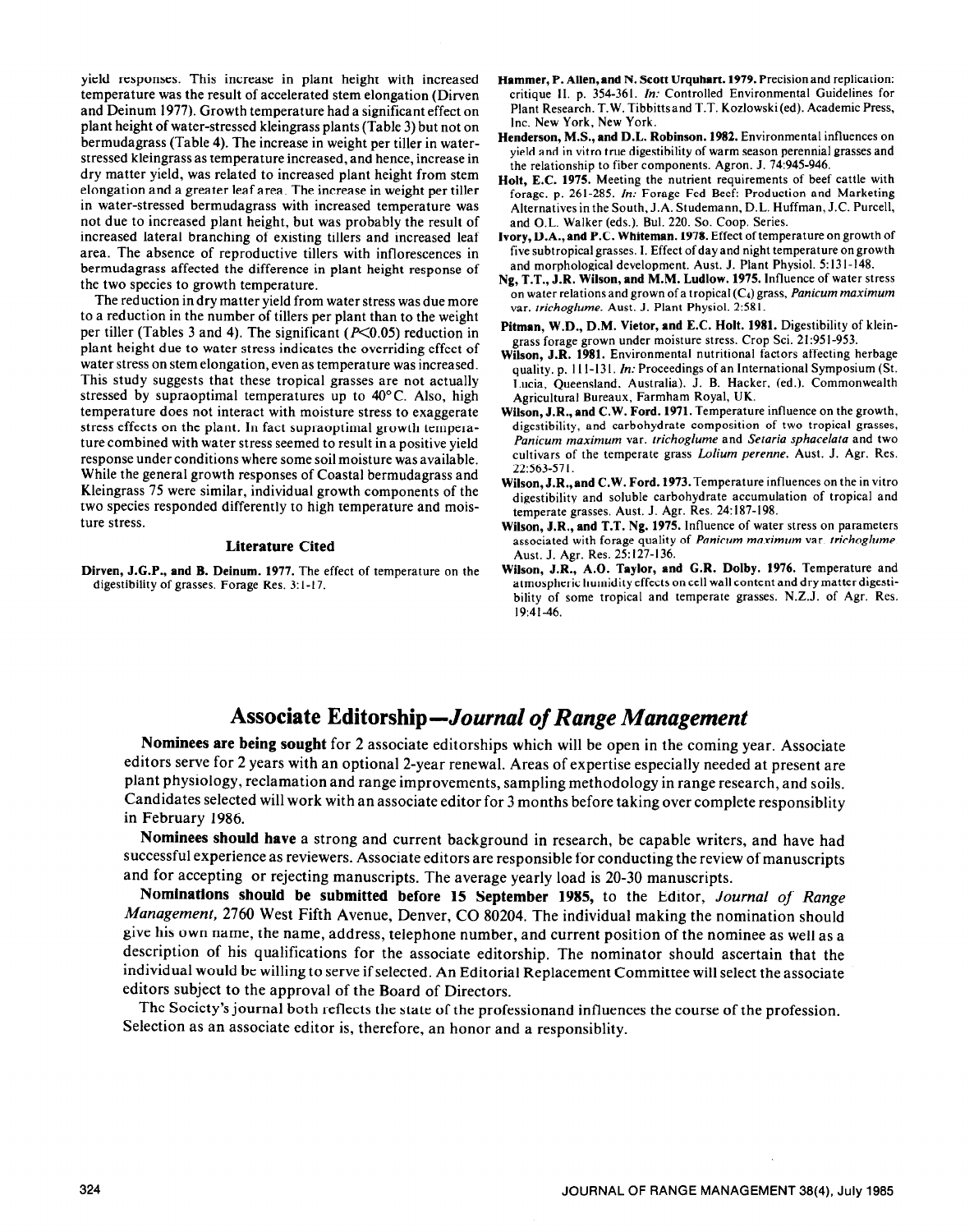yield responses. This increase in plant height with increased temperature was the result of accelerated stem elongation (Dirven and Deinum 1977). Growth temperature had a significant effect on plant height of water-stressed kleingrass plants (Table 3) but not on bermudagrass (Table 4). The increase in weight per tiller in water-stressed kleingrass as temperature increased, and hence, increase in dry matter yield, was related to increased plant height from stem elongation and a greater leaf area. The increase in weight per tiller in water-stressed bermudagrass with increased temperature was not due to increased plant height, but was probably the result of increased lateral branching of existing tillers and increased leaf area. The absence of reproductive tillers with inflorescences in bermudagrass affected the difference in plant height response of the two species to growth temperature.

The reduction in dry matter yield from water stress was due more to a reduction in the number of tillers per plant than to the weight per tiller (Tables 3 and 4). The significant ($P<0.05$) reduction in plant height due to water stress indicates the overriding effect of water stress on stem elongation, even as temperature was increased. This study suggests that these tropical grasses are not actually stressed by supraoptimal temperatures up to 40°C. Also, high temperature does not interact with moisture stress to exaggerate stress effects on the plant. In fact supraoptimal growth temperature combined with water stress seemed to result in a positive yield response under conditions where some soil moisture was available. While the general growth responses of Coastal bermudagrass and Kleingrass 75 were similar, individual growth components of the two species responded differently to high temperature and moisture stress.

### Literature Cited

**Dirven, J.G.P., and B. Deinum. 1977.** The effect of temperature on the digestibility of grasses. Forage Res. 3:1-17.

**Hammer, P. Allen, and N. Scott Urquhart. 1979.** Precision and replication: critique II. p. 354-361. *In:* Controlled Environmental Guidelines for Plant Research. T.W. Tibbitts and T.T. Kozlowski (ed). Academic Press, Inc. New York, New York.

**Henderson, M.S., and D.L. Robinson. 1982.** Environmental influences on yield and in vitro true digestibility of warm season perennial grasses and the relationship to fiber components. Agron. J. 74:945-946.

**Holt, E.C. 1975.** Meeting the nutrient requirements of beef cattle with forage. p. 261-285. *In:* Forage Fed Beef: Production and Marketing Alternatives in the South, J.A. Studemann, D.L. Huffman, J.C. Purcell, and O.L. Walker (eds.). Bul. 220. So. Coop. Series.

**Ivory, D.A., and P.C. Whiteman. 1978.** Effect of temperature on growth of five subtropical grasses. I. Effect of day and night temperature on growth and morphological development. Aust. J. Plant Physiol. 5:131-148.

**Ng, T.T., J.R. Wilson, and M.M. Ludlow. 1975.** Influence of water stress on water relations and grown of a tropical ($C_4$) grass, *Panicum maximum* var. *trichoglume.* Aust. J. Plant Physiol. 2:581.

**Pitman, W.D., D.M. Vietor, and E.C. Holt. 1981.** Digestibility of kleingrass forage grown under moisture stress. Crop Sci. 21:951-953.

**Wilson, J.R. 1981.** Environmental nutritional factors affecting herbage quality. p. 111-131. *In:* Proceedings of an International Symposium (St. Lucia, Queensland. Australia). J. B. Hacker. (ed.). Commonwealth Agricultural Bureaux, Farmham Royal, UK.

**Wilson, J.R., and C.W. Ford. 1971.** Temperature influence on the growth, digestibility, and carbohydrate composition of two tropical grasses, *Panicum maximum* var. *trichoglume* and *Setaria sphacelata* and two cultivars of the temperate grass *Lolium perenne.* Aust. J. Agr. Res. 22:563-571.

**Wilson, J.R., and C.W. Ford. 1973.** Temperature influences on the in vitro digestibility and soluble carbohydrate accumulation of tropical and temperate grasses. Aust. J. Agr. Res. 24:187-198.

**Wilson, J.R., and T.T. Ng. 1975.** Influence of water stress on parameters associated with forage quality of *Panicum maximum* var. *trichoglume.* Aust. J. Agr. Res. 25:127-136.

**Wilson, J.R., A.O. Taylor, and G.R. Dolby. 1976.** Temperature and atmospheric humidity effects on cell wall content and dry matter digestibility of some tropical and temperate grasses. N.Z.J. of Agr. Res. 19:41-46.

## Associate Editorship—*Journal of Range Management*

**Nominees are being sought** for 2 associate editorships which will be open in the coming year. Associate editors serve for 2 years with an optional 2-year renewal. Areas of expertise especially needed at present are plant physiology, reclamation and range improvements, sampling methodology in range research, and soils. Candidates selected will work with an associate editor for 3 months before taking over complete responsiblity in February 1986.

**Nominees should have** a strong and current background in research, be capable writers, and have had successful experience as reviewers. Associate editors are responsible for conducting the review of manuscripts and for accepting or rejecting manuscripts. The average yearly load is 20-30 manuscripts.

**Nominations should be submitted before 15 September 1985,** to the Editor, *Journal of Range Management,* 2760 West Fifth Avenue, Denver, CO 80204. The individual making the nomination should give his own name, the name, address, telephone number, and current position of the nominee as well as a description of his qualifications for the associate editorship. The nominator should ascertain that the individual would be willing to serve if selected. An Editorial Replacement Committee will select the associate editors subject to the approval of the Board of Directors.

The Society's journal both reflects the state of the professionand influences the course of the profession. Selection as an associate editor is, therefore, an honor and a responsiblity.